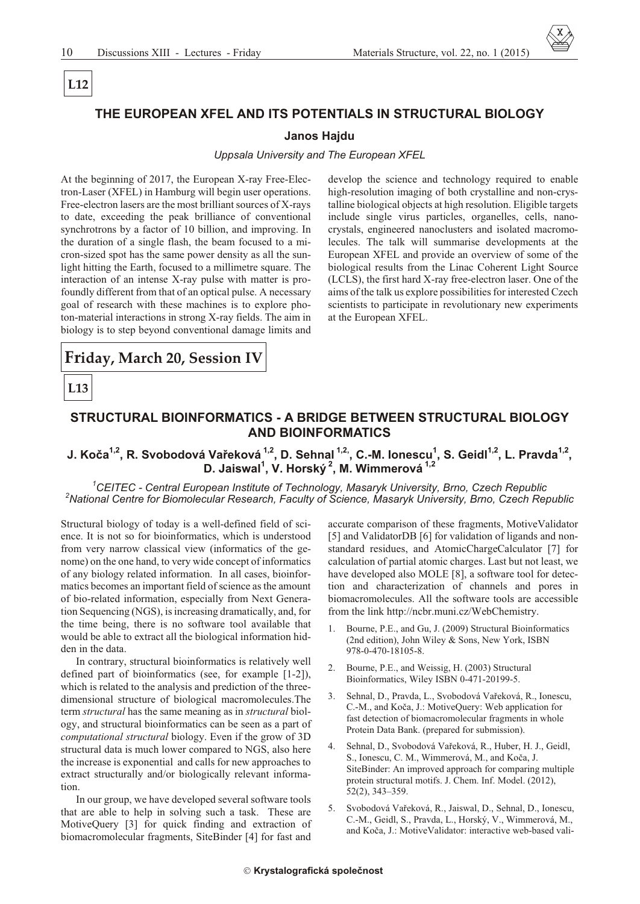**L12**

## THE EUROPEAN XFEL AND ITS POTENTIALS IN STRUCTURAL BIOLOGY

**Janos Hajdu**

*Uppsala University and The European XFEL*

At the beginning of 2017, the European X-ray Free-Electron-Laser (XFEL) in Hamburg will begin user operations. Free-electron lasers are the most brilliant sources of X-rays to date, exceeding the peak brilliance of conventional synchrotrons by a factor of 10 billion, and improving. In the duration of a single flash, the beam focused to a micron-sized spot has the same power density as all the sunlight hitting the Earth, focused to a millimetre square. The interaction of an intense X-ray pulse with matter is profoundly different from that of an optical pulse. A necessary goal of research with these machines is to explore photon-material interactions in strong X-ray fields. The aim in biology is to step beyond conventional damage limits and develop the science and technology required to enable high-resolution imaging of both crystalline and non-crystalline biological objects at high resolution. Eligible targets include single virus particles, organelles, cells, nanocrystals, engineered nanoclusters and isolated macromolecules. The talk will summarise developments at the European XFEL and provide an overview of some of the biological results from the Linac Coherent Light Source (LCLS), the first hard X-ray free-electron laser. One of the aims of the talk us explore possibilities for interested Czech scientists to participate in revolutionary new experiments at the European XFEL.

# Friday, March 20, Session IV

**L13**

## STRUCTURAL BIOINFORMATICS - A BRIDGE BETWEEN STRUCTURAL BIOLOGY AND BIOINFORMATICS

**J. Koča[1,2], R. Svobodová Vařeková[1,2], D. Sehnal[1,2,], C.-M. Ionescu[1], S. Geidl[1,2], L. Pravda[1,2], D. Jaiswal[1], V. Horský[2], M. Wimmerová[1,2]**

*[1]CEITEC - Central European Institute of Technology, Masaryk University, Brno, Czech Republic*
*[2]National Centre for Biomolecular Research, Faculty of Science, Masaryk University, Brno, Czech Republic*

Structural biology of today is a well-defined field of science. It is not so for bioinformatics, which is understood from very narrow classical view (informatics of the genome) on the one hand, to very wide concept of informatics of any biology related information. In all cases, bioinformatics becomes an important field of science as the amount of bio-related information, especially from Next Generation Sequencing (NGS), is increasing dramatically, and, for the time being, there is no software tool available that would be able to extract all the biological information hidden in the data.

In contrary, structural bioinformatics is relatively well defined part of bioinformatics (see, for example [1-2]), which is related to the analysis and prediction of the three-dimensional structure of biological macromolecules.The term *structural* has the same meaning as in *structural* biology, and structural bioinformatics can be seen as a part of *computational structural* biology. Even if the grow of 3D structural data is much lower compared to NGS, also here the increase is exponential and calls for new approaches to extract structurally and/or biologically relevant information.

In our group, we have developed several software tools that are able to help in solving such a task. These are MotiveQuery [3] for quick finding and extraction of biomacromolecular fragments, SiteBinder [4] for fast and accurate comparison of these fragments, MotiveValidator [5] and ValidatorDB [6] for validation of ligands and non-standard residues, and AtomicChargeCalculator [7] for calculation of partial atomic charges. Last but not least, we have developed also MOLE [8], a software tool for detection and characterization of channels and pores in biomacromolecules. All the software tools are accessible from the link http://ncbr.muni.cz/WebChemistry.

1. Bourne, P.E., and Gu, J. (2009) Structural Bioinformatics (2nd edition), John Wiley & Sons, New York, ISBN 978-0-470-18105-8.
2. Bourne, P.E., and Weissig, H. (2003) Structural Bioinformatics, Wiley ISBN 0-471-20199-5.
3. Sehnal, D., Pravda, L., Svobodová Vařeková, R., Ionescu, C.-M., and Koča, J.: MotiveQuery: Web application for fast detection of biomacromolecular fragments in whole Protein Data Bank. (prepared for submission).
4. Sehnal, D., Svobodová Vařeková, R., Huber, H. J., Geidl, S., Ionescu, C. M., Wimmerová, M., and Koča, J. SiteBinder: An improved approach for comparing multiple protein structural motifs. J. Chem. Inf. Model. (2012), 52(2), 343–359.
5. Svobodová Vařeková, R., Jaiswal, D., Sehnal, D., Ionescu, C.-M., Geidl, S., Pravda, L., Horský, V., Wimmerová, M., and Koča, J.: MotiveValidator: interactive web-based vali-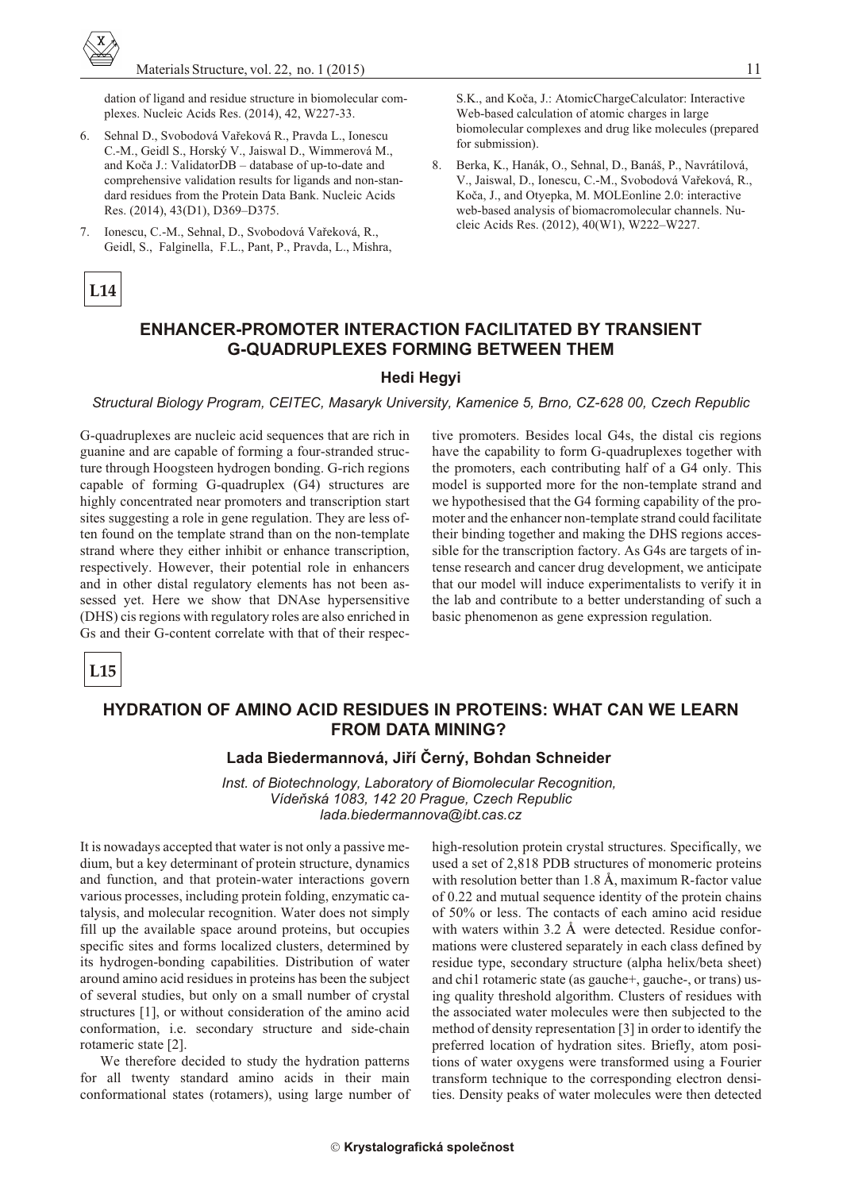dation of ligand and residue structure in biomolecular complexes. Nucleic Acids Res. (2014), 42, W227-33.

6. Sehnal D., Svobodová Vařeková R., Pravda L., Ionescu C.-M., Geidl S., Horský V., Jaiswal D., Wimmerová M., and Koča J.: ValidatorDB – database of up-to-date and comprehensive validation results for ligands and non-standard residues from the Protein Data Bank. Nucleic Acids Res. (2014), 43(D1), D369–D375.
7. Ionescu, C.-M., Sehnal, D., Svobodová Vařeková, R., Geidl, S., Falginella, F.L., Pant, P., Pravda, L., Mishra, S.K., and Koča, J.: AtomicChargeCalculator: Interactive Web-based calculation of atomic charges in large biomolecular complexes and drug like molecules (prepared for submission).
8. Berka, K., Hanák, O., Sehnal, D., Banáš, P., Navrátilová, V., Jaiswal, D., Ionescu, C.-M., Svobodová Vařeková, R., Koča, J., and Otyepka, M. MOLEonline 2.0: interactive web-based analysis of biomacromolecular channels. Nucleic Acids Res. (2012), 40(W1), W222–W227.

**L14**

## ENHANCER-PROMOTER INTERACTION FACILITATED BY TRANSIENT G-QUADRUPLEXES FORMING BETWEEN THEM

**Hedi Hegyi**

*Structural Biology Program, CEITEC, Masaryk University, Kamenice 5, Brno, CZ-628 00, Czech Republic*

G-quadruplexes are nucleic acid sequences that are rich in guanine and are capable of forming a four-stranded structure through Hoogsteen hydrogen bonding. G-rich regions capable of forming G-quadruplex (G4) structures are highly concentrated near promoters and transcription start sites suggesting a role in gene regulation. They are less often found on the template strand than on the non-template strand where they either inhibit or enhance transcription, respectively. However, their potential role in enhancers and in other distal regulatory elements has not been assessed yet. Here we show that DNAse hypersensitive (DHS) cis regions with regulatory roles are also enriched in Gs and their G-content correlate with that of their respective promoters. Besides local G4s, the distal cis regions have the capability to form G-quadruplexes together with the promoters, each contributing half of a G4 only. This model is supported more for the non-template strand and we hypothesised that the G4 forming capability of the promoter and the enhancer non-template strand could facilitate their binding together and making the DHS regions accessible for the transcription factory. As G4s are targets of intense research and cancer drug development, we anticipate that our model will induce experimentalists to verify it in the lab and contribute to a better understanding of such a basic phenomenon as gene expression regulation.

**L15**

## HYDRATION OF AMINO ACID RESIDUES IN PROTEINS: WHAT CAN WE LEARN FROM DATA MINING?

**Lada Biedermannová, Jiří Černý, Bohdan Schneider**

*Inst. of Biotechnology, Laboratory of Biomolecular Recognition, Vídeňská 1083, 142 20 Prague, Czech Republic*
*lada.biedermannova@ibt.cas.cz*

It is nowadays accepted that water is not only a passive medium, but a key determinant of protein structure, dynamics and function, and that protein-water interactions govern various processes, including protein folding, enzymatic catalysis, and molecular recognition. Water does not simply fill up the available space around proteins, but occupies specific sites and forms localized clusters, determined by its hydrogen-bonding capabilities. Distribution of water around amino acid residues in proteins has been the subject of several studies, but only on a small number of crystal structures [1], or without consideration of the amino acid conformation, i.e. secondary structure and side-chain rotameric state [2].

We therefore decided to study the hydration patterns for all twenty standard amino acids in their main conformational states (rotamers), using large number of high-resolution protein crystal structures. Specifically, we used a set of 2,818 PDB structures of monomeric proteins with resolution better than 1.8 Å, maximum R-factor value of 0.22 and mutual sequence identity of the protein chains of 50% or less. The contacts of each amino acid residue with waters within 3.2 Å were detected. Residue conformations were clustered separately in each class defined by residue type, secondary structure (alpha helix/beta sheet) and chi1 rotameric state (as gauche+, gauche-, or trans) using quality threshold algorithm. Clusters of residues with the associated water molecules were then subjected to the method of density representation [3] in order to identify the preferred location of hydration sites. Briefly, atom positions of water oxygens were transformed using a Fourier transform technique to the corresponding electron densities. Density peaks of water molecules were then detected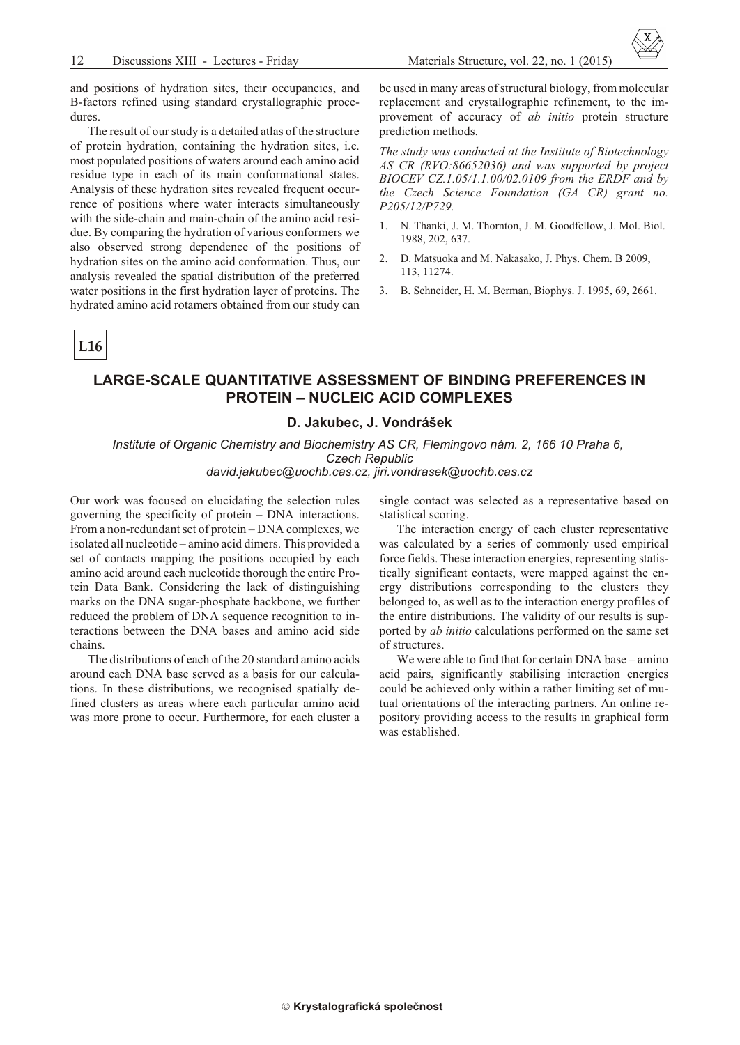and positions of hydration sites, their occupancies, and B-factors refined using standard crystallographic procedures.

The result of our study is a detailed atlas of the structure of protein hydration, containing the hydration sites, i.e. most populated positions of waters around each amino acid residue type in each of its main conformational states. Analysis of these hydration sites revealed frequent occurrence of positions where water interacts simultaneously with the side-chain and main-chain of the amino acid residue. By comparing the hydration of various conformers we also observed strong dependence of the positions of hydration sites on the amino acid conformation. Thus, our analysis revealed the spatial distribution of the preferred water positions in the first hydration layer of proteins. The hydrated amino acid rotamers obtained from our study can be used in many areas of structural biology, from molecular replacement and crystallographic refinement, to the improvement of accuracy of *ab initio* protein structure prediction methods.

*The study was conducted at the Institute of Biotechnology AS CR (RVO:86652036) and was supported by project BIOCEV CZ.1.05/1.1.00/02.0109 from the ERDF and by the Czech Science Foundation (GA CR) grant no. P205/12/P729.*

1. N. Thanki, J. M. Thornton, J. M. Goodfellow, J. Mol. Biol. 1988, 202, 637.
2. D. Matsuoka and M. Nakasako, J. Phys. Chem. B 2009, 113, 11274.
3. B. Schneider, H. M. Berman, Biophys. J. 1995, 69, 2661.

**L16**

## LARGE-SCALE QUANTITATIVE ASSESSMENT OF BINDING PREFERENCES IN PROTEIN – NUCLEIC ACID COMPLEXES

**D. Jakubec, J. Vondrášek**

*Institute of Organic Chemistry and Biochemistry AS CR, Flemingovo nám. 2, 166 10 Praha 6, Czech Republic*
*david.jakubec@uochb.cas.cz, jiri.vondrasek@uochb.cas.cz*

Our work was focused on elucidating the selection rules governing the specificity of protein – DNA interactions. From a non-redundant set of protein – DNA complexes, we isolated all nucleotide – amino acid dimers. This provided a set of contacts mapping the positions occupied by each amino acid around each nucleotide thorough the entire Protein Data Bank. Considering the lack of distinguishing marks on the DNA sugar-phosphate backbone, we further reduced the problem of DNA sequence recognition to interactions between the DNA bases and amino acid side chains.

The distributions of each of the 20 standard amino acids around each DNA base served as a basis for our calculations. In these distributions, we recognised spatially defined clusters as areas where each particular amino acid was more prone to occur. Furthermore, for each cluster a single contact was selected as a representative based on statistical scoring.

The interaction energy of each cluster representative was calculated by a series of commonly used empirical force fields. These interaction energies, representing statistically significant contacts, were mapped against the energy distributions corresponding to the clusters they belonged to, as well as to the interaction energy profiles of the entire distributions. The validity of our results is supported by *ab initio* calculations performed on the same set of structures.

We were able to find that for certain DNA base – amino acid pairs, significantly stabilising interaction energies could be achieved only within a rather limiting set of mutual orientations of the interacting partners. An online repository providing access to the results in graphical form was established.